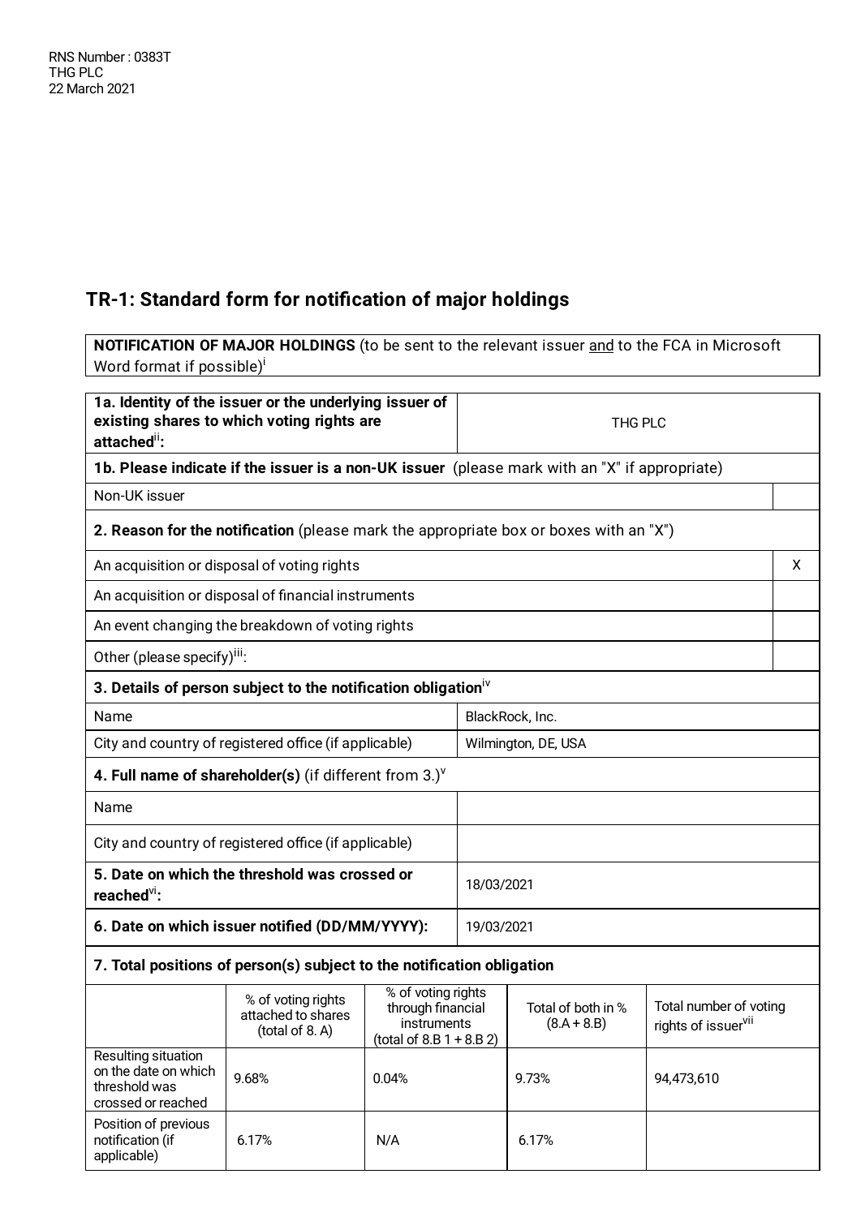RNS Number : 0383T
THG PLC
22 March 2021

## TR-1: Standard form for notification of major holdings

| **NOTIFICATION OF MAJOR HOLDINGS** (to be sent to the relevant issuer and to the FCA in Microsoft Word format if possible)[i] |
|---|

| **1a. Identity of the issuer or the underlying issuer of existing shares to which voting rights are attached[ii]:** | THG PLC |
|---|---|
| **1b. Please indicate if the issuer is a non-UK issuer** (please mark with an "X" if appropriate) | |
| Non-UK issuer | |
| **2. Reason for the notification** (please mark the appropriate box or boxes with an "X") | |
| An acquisition or disposal of voting rights | X |
| An acquisition or disposal of financial instruments | |
| An event changing the breakdown of voting rights | |
| Other (please specify)[iii]: | |
| **3. Details of person subject to the notification obligation**[iv] | |
| Name | BlackRock, Inc. |
| City and country of registered office (if applicable) | Wilmington, DE, USA |
| **4. Full name of shareholder(s)** (if different from 3.)[v] | |
| Name | |
| City and country of registered office (if applicable) | |
| **5. Date on which the threshold was crossed or reached[vi]:** | 18/03/2021 |
| **6. Date on which issuer notified (DD/MM/YYYY):** | 19/03/2021 |

**7. Total positions of person(s) subject to the notification obligation**

| | % of voting rights attached to shares (total of 8. A) | % of voting rights through financial instruments (total of 8.B 1 + 8.B 2) | Total of both in % (8.A + 8.B) | Total number of voting rights of issuer[vii] |
|---|---|---|---|---|
| Resulting situation on the date on which threshold was crossed or reached | 9.68% | 0.04% | 9.73% | 94,473,610 |
| Position of previous notification (if applicable) | 6.17% | N/A | 6.17% | |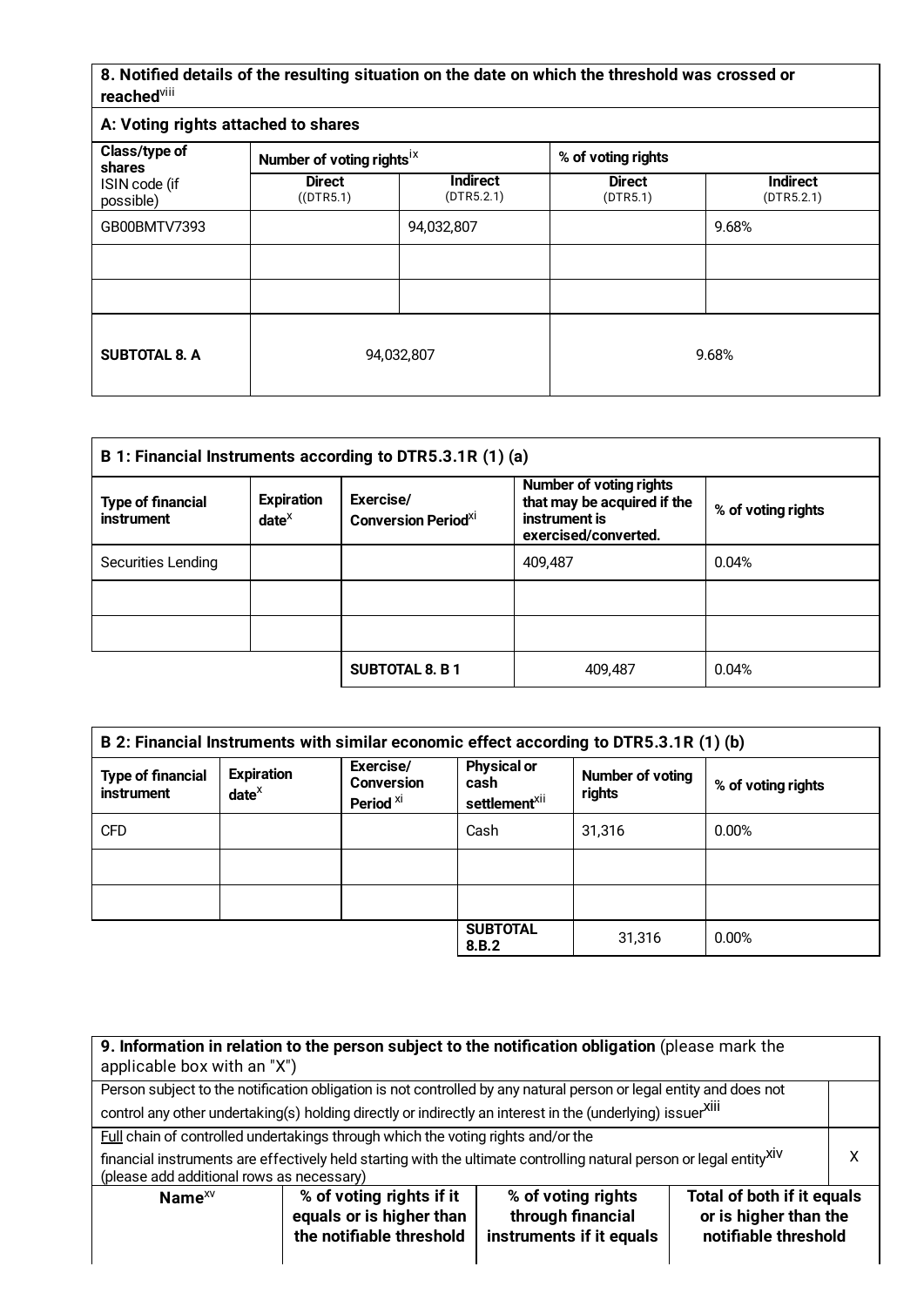## 8. Notified details of the resulting situation on the date on which the threshold was crossed or reached[viii]

### A: Voting rights attached to shares

| Class/type of shares ISIN code (if possible) | Number of voting rights[ix] | | % of voting rights | |
|---|---|---|---|---|
| | Direct ((DTR5.1) | Indirect (DTR5.2.1) | Direct (DTR5.1) | Indirect (DTR5.2.1) |
| GB00BMTV7393 | | 94,032,807 | | 9.68% |
| | | | | |
| | | | | |
| **SUBTOTAL 8. A** | 94,032,807 | | 9.68% | |

| B 1: Financial Instruments according to DTR5.3.1R (1) (a) | | | | |
|---|---|---|---|---|
| **Type of financial instrument** | **Expiration date[x]** | **Exercise/ Conversion Period[xi]** | **Number of voting rights that may be acquired if the instrument is exercised/converted.** | **% of voting rights** |
| Securities Lending | | | 409,487 | 0.04% |
| | | | | |
| | | | | |
| | | **SUBTOTAL 8. B 1** | 409,487 | 0.04% |

| B 2: Financial Instruments with similar economic effect according to DTR5.3.1R (1) (b) | | | | | |
|---|---|---|---|---|---|
| **Type of financial instrument** | **Expiration date[x]** | **Exercise/ Conversion Period [xi]** | **Physical or cash settlement[xii]** | **Number of voting rights** | **% of voting rights** |
| CFD | | | Cash | 31,316 | 0.00% |
| | | | | | |
| | | | | | |
| | | | **SUBTOTAL 8.B.2** | 31,316 | 0.00% |

| **9. Information in relation to the person subject to the notification obligation** (please mark the applicable box with an "X") | |
|---|---|
| Person subject to the notification obligation is not controlled by any natural person or legal entity and does not control any other undertaking(s) holding directly or indirectly an interest in the (underlying) issuer[xiii] | |
| Full chain of controlled undertakings through which the voting rights and/or the financial instruments are effectively held starting with the ultimate controlling natural person or legal entity[xiv] (please add additional rows as necessary) | X |

| Name[xv] | % of voting rights if it equals or is higher than the notifiable threshold | % of voting rights through financial instruments if it equals | Total of both if it equals or is higher than the notifiable threshold |
|---|---|---|---|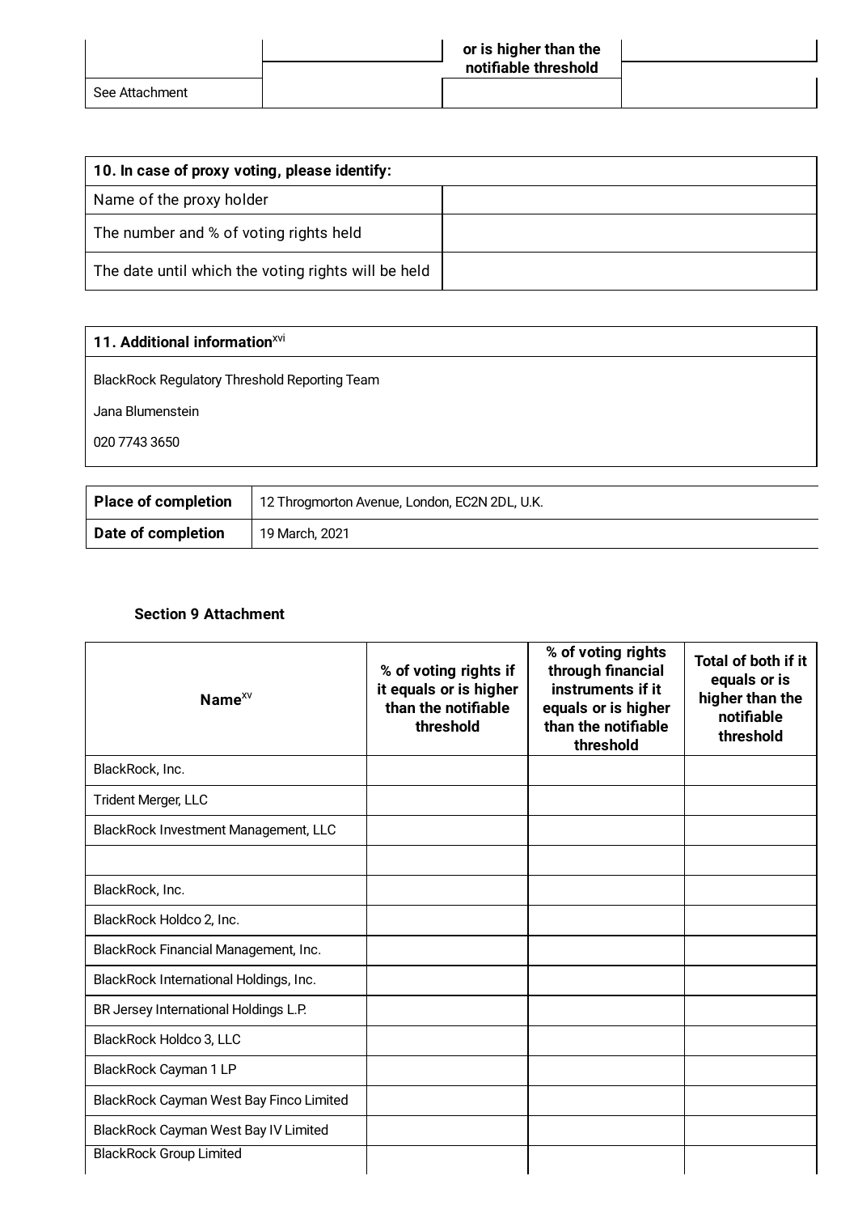| | | or is higher than the notifiable threshold | |
|---|---|---|---|
| See Attachment | | | |

| 10. In case of proxy voting, please identify: | |
|---|---|
| Name of the proxy holder | |
| The number and % of voting rights held | |
| The date until which the voting rights will be held | |

| 11. Additional information[xvi] |
|---|
| BlackRock Regulatory Threshold Reporting Team<br>Jana Blumenstein<br>020 7743 3650 |

| Place of completion | 12 Throgmorton Avenue, London, EC2N 2DL, U.K. |
|---|---|
| Date of completion | 19 March, 2021 |

**Section 9 Attachment**

| Name[xv] | % of voting rights if it equals or is higher than the notifiable threshold | % of voting rights through financial instruments if it equals or is higher than the notifiable threshold | Total of both if it equals or is higher than the notifiable threshold |
|---|---|---|---|
| BlackRock, Inc. | | | |
| Trident Merger, LLC | | | |
| BlackRock Investment Management, LLC | | | |
| | | | |
| BlackRock, Inc. | | | |
| BlackRock Holdco 2, Inc. | | | |
| BlackRock Financial Management, Inc. | | | |
| BlackRock International Holdings, Inc. | | | |
| BR Jersey International Holdings L.P. | | | |
| BlackRock Holdco 3, LLC | | | |
| BlackRock Cayman 1 LP | | | |
| BlackRock Cayman West Bay Finco Limited | | | |
| BlackRock Cayman West Bay IV Limited | | | |
| BlackRock Group Limited | | | |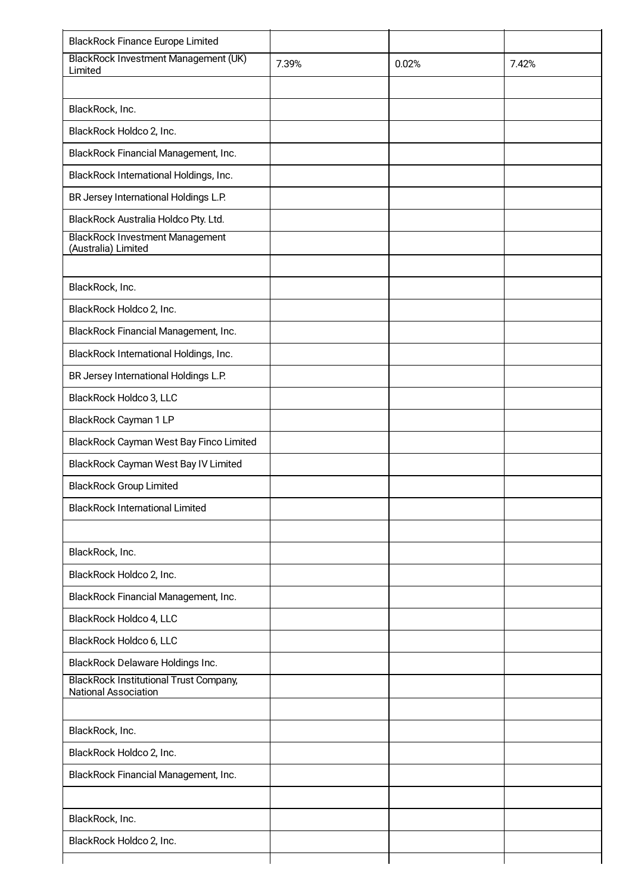| | | | |
|---|---|---|---|
| BlackRock Finance Europe Limited | | | |
| BlackRock Investment Management (UK) Limited | 7.39% | 0.02% | 7.42% |
| | | | |
| BlackRock, Inc. | | | |
| BlackRock Holdco 2, Inc. | | | |
| BlackRock Financial Management, Inc. | | | |
| BlackRock International Holdings, Inc. | | | |
| BR Jersey International Holdings L.P. | | | |
| BlackRock Australia Holdco Pty. Ltd. | | | |
| BlackRock Investment Management (Australia) Limited | | | |
| | | | |
| BlackRock, Inc. | | | |
| BlackRock Holdco 2, Inc. | | | |
| BlackRock Financial Management, Inc. | | | |
| BlackRock International Holdings, Inc. | | | |
| BR Jersey International Holdings L.P. | | | |
| BlackRock Holdco 3, LLC | | | |
| BlackRock Cayman 1 LP | | | |
| BlackRock Cayman West Bay Finco Limited | | | |
| BlackRock Cayman West Bay IV Limited | | | |
| BlackRock Group Limited | | | |
| BlackRock International Limited | | | |
| | | | |
| BlackRock, Inc. | | | |
| BlackRock Holdco 2, Inc. | | | |
| BlackRock Financial Management, Inc. | | | |
| BlackRock Holdco 4, LLC | | | |
| BlackRock Holdco 6, LLC | | | |
| BlackRock Delaware Holdings Inc. | | | |
| BlackRock Institutional Trust Company, National Association | | | |
| | | | |
| BlackRock, Inc. | | | |
| BlackRock Holdco 2, Inc. | | | |
| BlackRock Financial Management, Inc. | | | |
| | | | |
| BlackRock, Inc. | | | |
| BlackRock Holdco 2, Inc. | | | |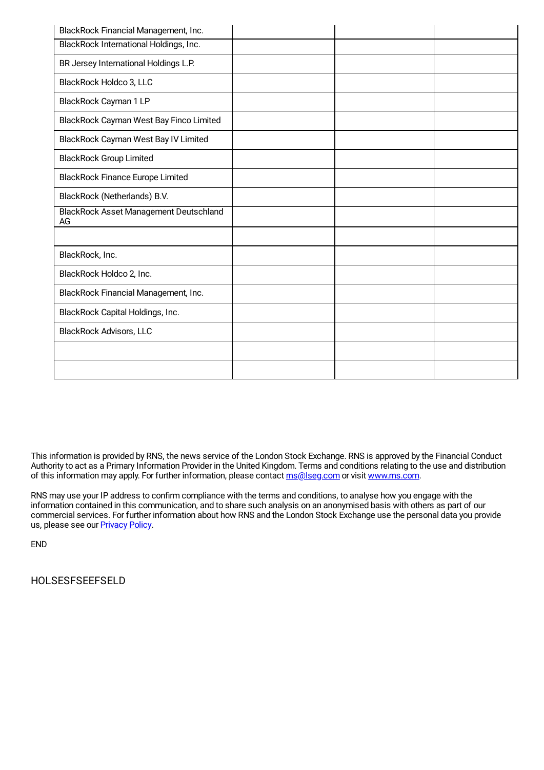| | | | |
|---|---|---|---|
| BlackRock Financial Management, Inc. | | | |
| BlackRock International Holdings, Inc. | | | |
| BR Jersey International Holdings L.P. | | | |
| BlackRock Holdco 3, LLC | | | |
| BlackRock Cayman 1 LP | | | |
| BlackRock Cayman West Bay Finco Limited | | | |
| BlackRock Cayman West Bay IV Limited | | | |
| BlackRock Group Limited | | | |
| BlackRock Finance Europe Limited | | | |
| BlackRock (Netherlands) B.V. | | | |
| BlackRock Asset Management Deutschland AG | | | |
| | | | |
| BlackRock, Inc. | | | |
| BlackRock Holdco 2, Inc. | | | |
| BlackRock Financial Management, Inc. | | | |
| BlackRock Capital Holdings, Inc. | | | |
| BlackRock Advisors, LLC | | | |
| | | | |
| | | | |

This information is provided by RNS, the news service of the London Stock Exchange. RNS is approved by the Financial Conduct Authority to act as a Primary Information Provider in the United Kingdom. Terms and conditions relating to the use and distribution of this information may apply. For further information, please contact rns@lseg.com or visit www.rns.com.

RNS may use your IP address to confirm compliance with the terms and conditions, to analyse how you engage with the information contained in this communication, and to share such analysis on an anonymised basis with others as part of our commercial services. For further information about how RNS and the London Stock Exchange use the personal data you provide us, please see our Privacy Policy.

END

HOLSESFSEEFSELD